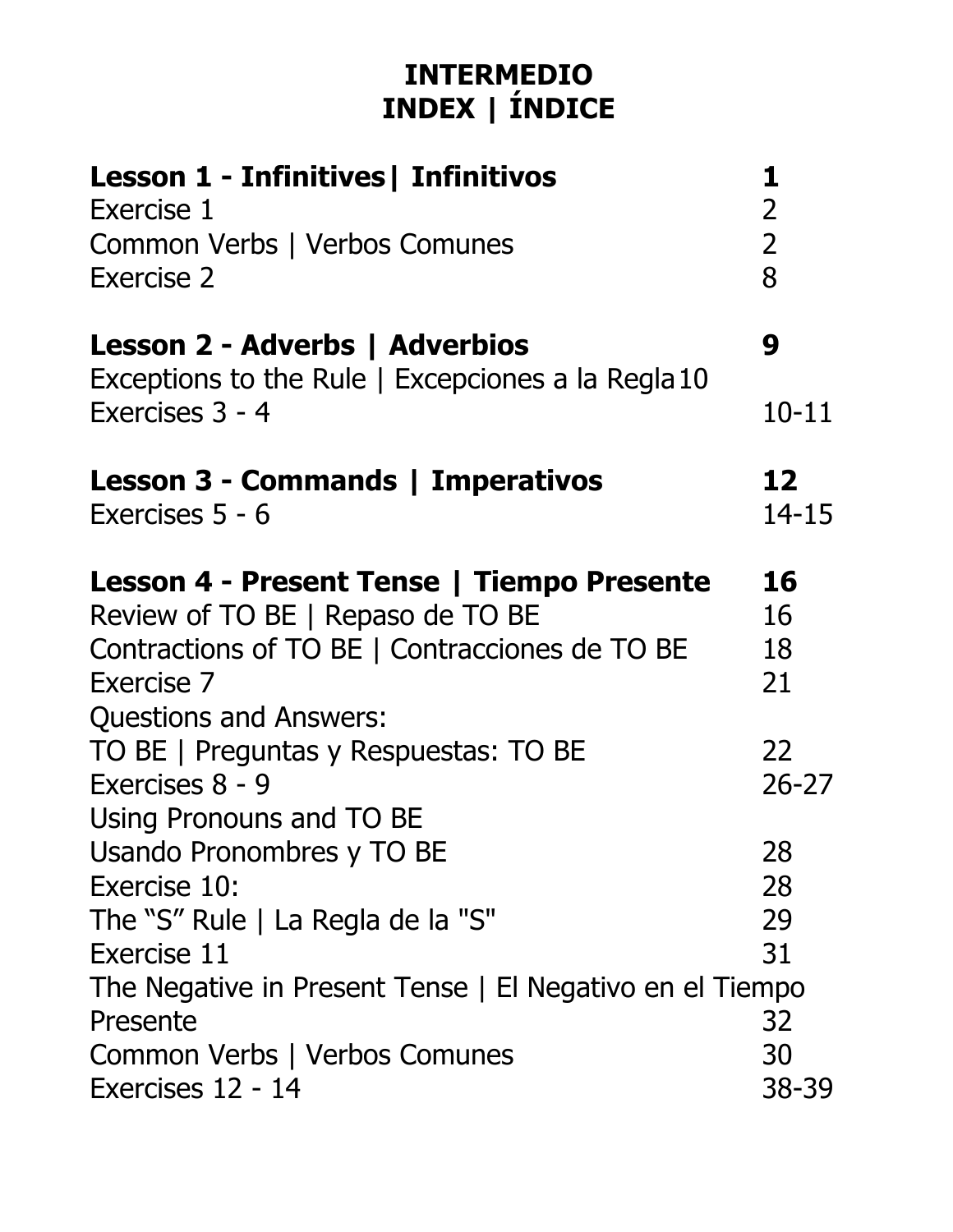# INTERMEDIO
# INDEX | ÍNDICE

| | |
|---|---|
| **Lesson 1 - Infinitives\| Infinitivos** | **1** |
| Exercise 1 | 2 |
| Common Verbs \| Verbos Comunes | 2 |
| Exercise 2 | 8 |
| | |
| **Lesson 2 - Adverbs \| Adverbios** | **9** |
| Exceptions to the Rule \| Excepciones a la Regla | 10 |
| Exercises 3 - 4 | 10-11 |
| | |
| **Lesson 3 - Commands \| Imperativos** | **12** |
| Exercises 5 - 6 | 14-15 |
| | |
| **Lesson 4 - Present Tense \| Tiempo Presente** | **16** |
| Review of TO BE \| Repaso de TO BE | 16 |
| Contractions of TO BE \| Contracciones de TO BE | 18 |
| Exercise 7 | 21 |
| Questions and Answers: TO BE \| Preguntas y Respuestas: TO BE | 22 |
| Exercises 8 - 9 | 26-27 |
| Using Pronouns and TO BE Usando Pronombres y TO BE | 28 |
| Exercise 10: | 28 |
| The "S" Rule \| La Regla de la "S" | 29 |
| Exercise 11 | 31 |
| The Negative in Present Tense \| El Negativo en el Tiempo Presente | 32 |
| Common Verbs \| Verbos Comunes | 30 |
| Exercises 12 - 14 | 38-39 |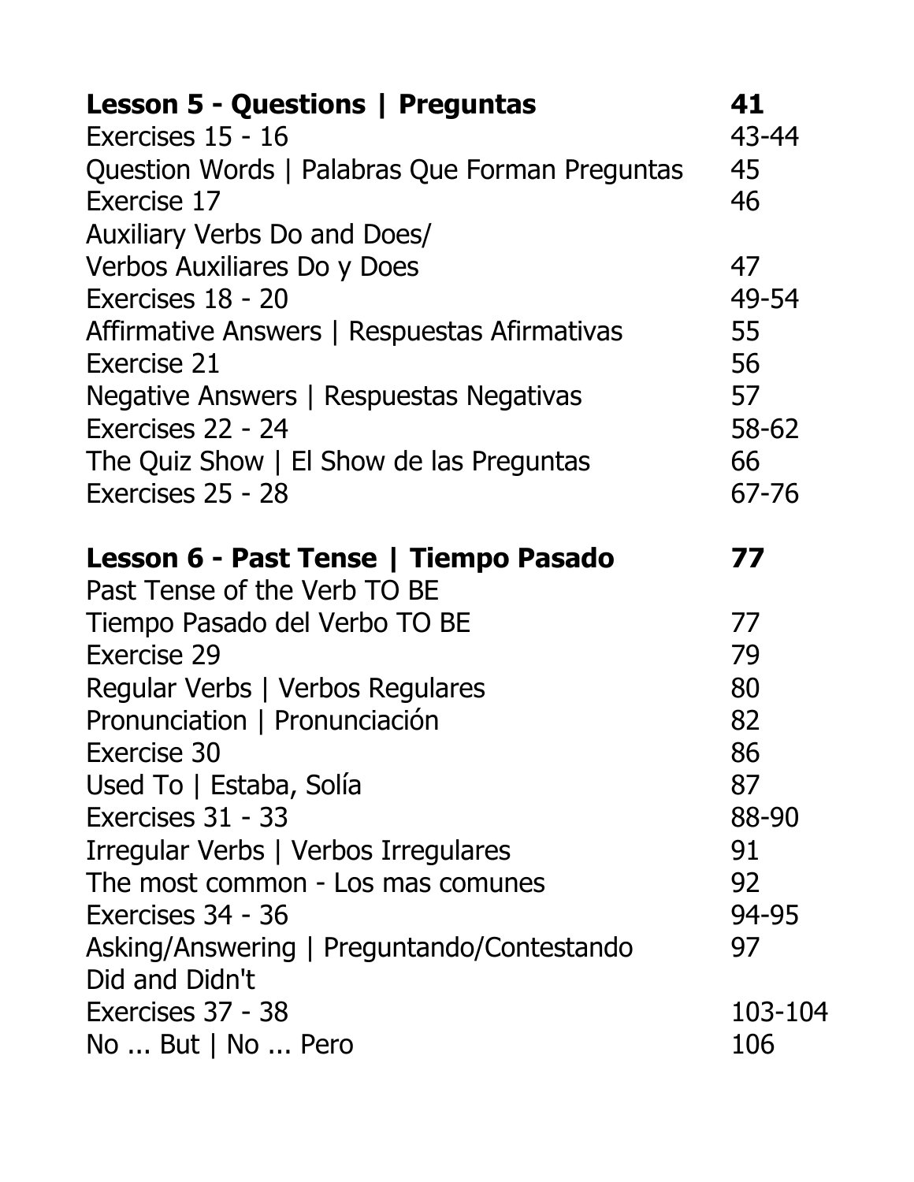| | |
|---|---|
| **Lesson 5 - Questions \| Preguntas** | **41** |
| Exercises 15 - 16 | 43-44 |
| Question Words \| Palabras Que Forman Preguntas | 45 |
| Exercise 17 | 46 |
| Auxiliary Verbs Do and Does/ Verbos Auxiliares Do y Does | 47 |
| Exercises 18 - 20 | 49-54 |
| Affirmative Answers \| Respuestas Afirmativas | 55 |
| Exercise 21 | 56 |
| Negative Answers \| Respuestas Negativas | 57 |
| Exercises 22 - 24 | 58-62 |
| The Quiz Show \| El Show de las Preguntas | 66 |
| Exercises 25 - 28 | 67-76 |
| **Lesson 6 - Past Tense \| Tiempo Pasado** | **77** |
| Past Tense of the Verb TO BE Tiempo Pasado del Verbo TO BE | 77 |
| Exercise 29 | 79 |
| Regular Verbs \| Verbos Regulares | 80 |
| Pronunciation \| Pronunciación | 82 |
| Exercise 30 | 86 |
| Used To \| Estaba, Solía | 87 |
| Exercises 31 - 33 | 88-90 |
| Irregular Verbs \| Verbos Irregulares | 91 |
| The most common - Los mas comunes | 92 |
| Exercises 34 - 36 | 94-95 |
| Asking/Answering \| Preguntando/Contestando Did and Didn't | 97 |
| Exercises 37 - 38 | 103-104 |
| No ... But \| No ... Pero | 106 |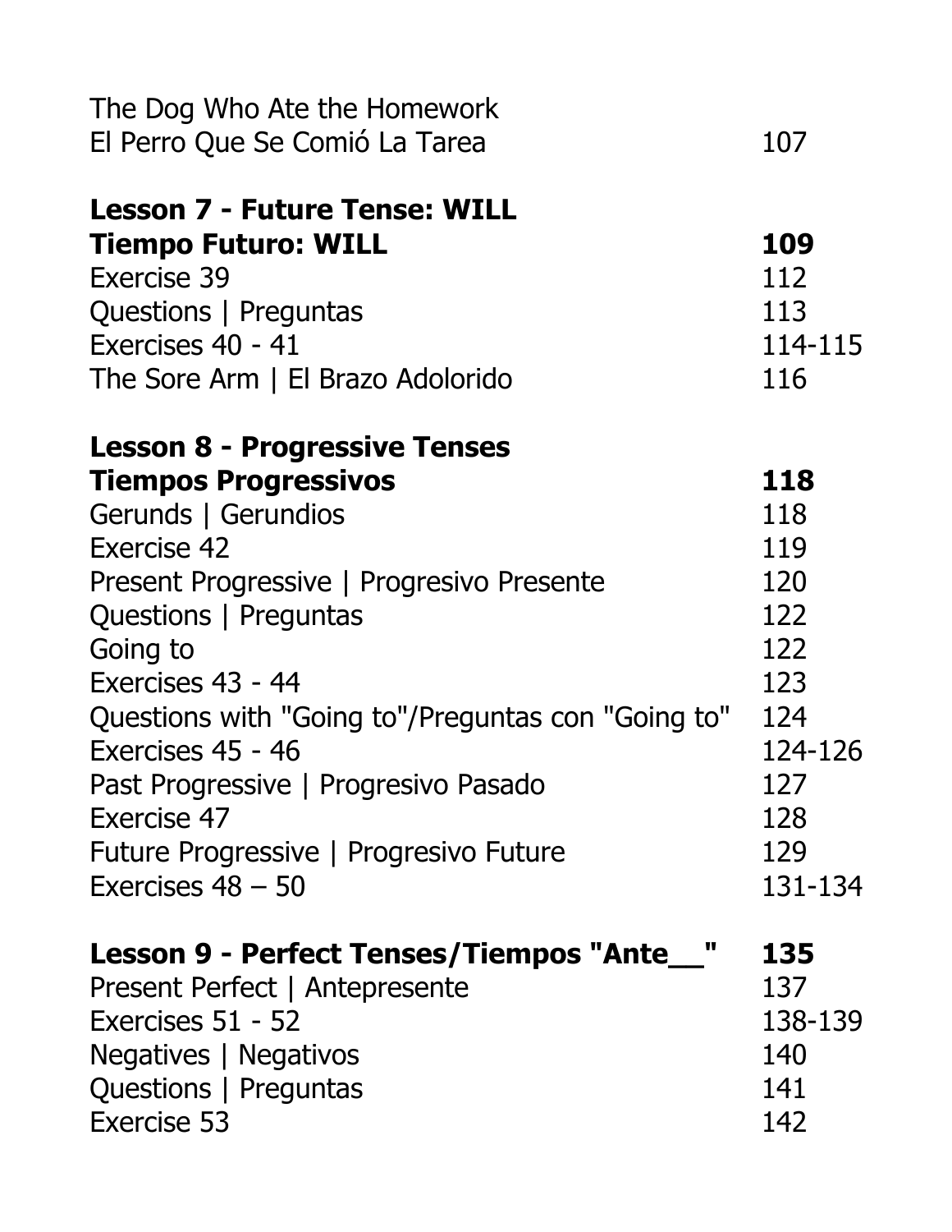| | |
|---|---|
| The Dog Who Ate the Homework<br>El Perro Que Se Comió La Tarea | 107 |
| **Lesson 7 - Future Tense: WILL**<br>**Tiempo Futuro: WILL** | **109** |
| Exercise 39 | 112 |
| Questions \| Preguntas | 113 |
| Exercises 40 - 41 | 114-115 |
| The Sore Arm \| El Brazo Adolorido | 116 |
| **Lesson 8 - Progressive Tenses**<br>**Tiempos Progressivos** | **118** |
| Gerunds \| Gerundios | 118 |
| Exercise 42 | 119 |
| Present Progressive \| Progresivo Presente | 120 |
| Questions \| Preguntas | 122 |
| Going to | 122 |
| Exercises 43 - 44 | 123 |
| Questions with "Going to"/Preguntas con "Going to" | 124 |
| Exercises 45 - 46 | 124-126 |
| Past Progressive \| Progresivo Pasado | 127 |
| Exercise 47 | 128 |
| Future Progressive \| Progresivo Future | 129 |
| Exercises 48 – 50 | 131-134 |
| **Lesson 9 - Perfect Tenses/Tiempos "Ante__"** | **135** |
| Present Perfect \| Antepresente | 137 |
| Exercises 51 - 52 | 138-139 |
| Negatives \| Negativos | 140 |
| Questions \| Preguntas | 141 |
| Exercise 53 | 142 |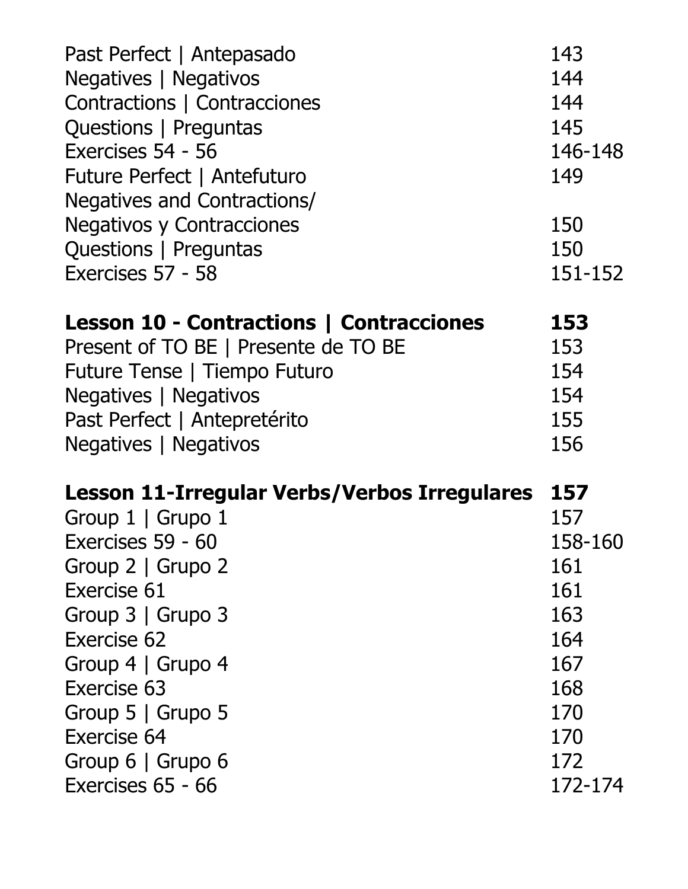| | |
|---|---|
| Past Perfect \| Antepasado | 143 |
| Negatives \| Negativos | 144 |
| Contractions \| Contracciones | 144 |
| Questions \| Preguntas | 145 |
| Exercises 54 - 56 | 146-148 |
| Future Perfect \| Antefuturo | 149 |
| Negatives and Contractions/ Negativos y Contracciones | 150 |
| Questions \| Preguntas | 150 |
| Exercises 57 - 58 | 151-152 |
| **Lesson 10 - Contractions \| Contracciones** | **153** |
| Present of TO BE \| Presente de TO BE | 153 |
| Future Tense \| Tiempo Futuro | 154 |
| Negatives \| Negativos | 154 |
| Past Perfect \| Antepretérito | 155 |
| Negatives \| Negativos | 156 |
| **Lesson 11-Irregular Verbs/Verbos Irregulares** | **157** |
| Group 1 \| Grupo 1 | 157 |
| Exercises 59 - 60 | 158-160 |
| Group 2 \| Grupo 2 | 161 |
| Exercise 61 | 161 |
| Group 3 \| Grupo 3 | 163 |
| Exercise 62 | 164 |
| Group 4 \| Grupo 4 | 167 |
| Exercise 63 | 168 |
| Group 5 \| Grupo 5 | 170 |
| Exercise 64 | 170 |
| Group 6 \| Grupo 6 | 172 |
| Exercises 65 - 66 | 172-174 |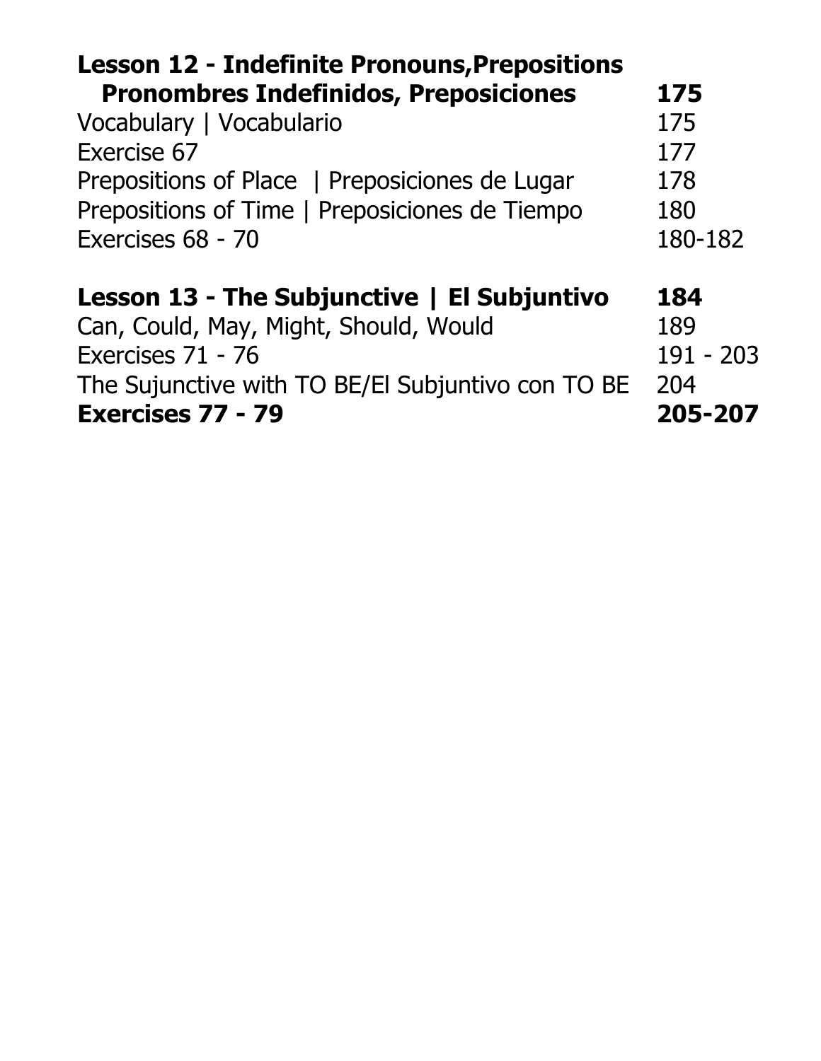| | |
|---|---|
| **Lesson 12 - Indefinite Pronouns,Prepositions Pronombres Indefinidos, Preposiciones** | **175** |
| Vocabulary \| Vocabulario | 175 |
| Exercise 67 | 177 |
| Prepositions of Place \| Preposiciones de Lugar | 178 |
| Prepositions of Time \| Preposiciones de Tiempo | 180 |
| Exercises 68 - 70 | 180-182 |
| **Lesson 13 - The Subjunctive \| El Subjuntivo** | **184** |
| Can, Could, May, Might, Should, Would | 189 |
| Exercises 71 - 76 | 191 - 203 |
| The Sujunctive with TO BE/El Subjuntivo con TO BE | 204 |
| **Exercises 77 - 79** | **205-207** |